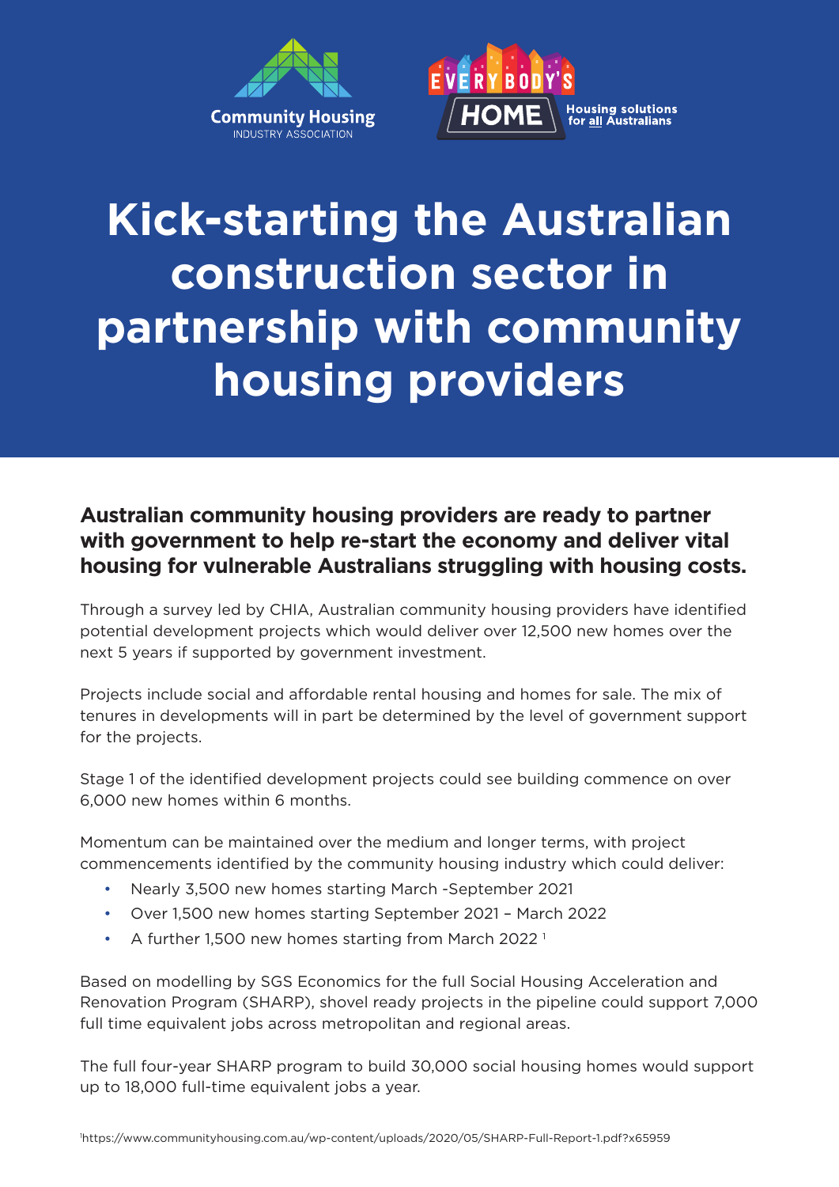Community Housing
INDUSTRY ASSOCIATION

EVERYBODY'S HOME
Housing solutions for all Australians

# Kick-starting the Australian construction sector in partnership with community housing providers

**Australian community housing providers are ready to partner with government to help re-start the economy and deliver vital housing for vulnerable Australians struggling with housing costs.**

Through a survey led by CHIA, Australian community housing providers have identified potential development projects which would deliver over 12,500 new homes over the next 5 years if supported by government investment.

Projects include social and affordable rental housing and homes for sale. The mix of tenures in developments will in part be determined by the level of government support for the projects.

Stage 1 of the identified development projects could see building commence on over 6,000 new homes within 6 months.

Momentum can be maintained over the medium and longer terms, with project commencements identified by the community housing industry which could deliver:

- Nearly 3,500 new homes starting March -September 2021
- Over 1,500 new homes starting September 2021 – March 2022
- A further 1,500 new homes starting from March 2022 [1]

Based on modelling by SGS Economics for the full Social Housing Acceleration and Renovation Program (SHARP), shovel ready projects in the pipeline could support 7,000 full time equivalent jobs across metropolitan and regional areas.

The full four-year SHARP program to build 30,000 social housing homes would support up to 18,000 full-time equivalent jobs a year.

[1]https://www.communityhousing.com.au/wp-content/uploads/2020/05/SHARP-Full-Report-1.pdf?x65959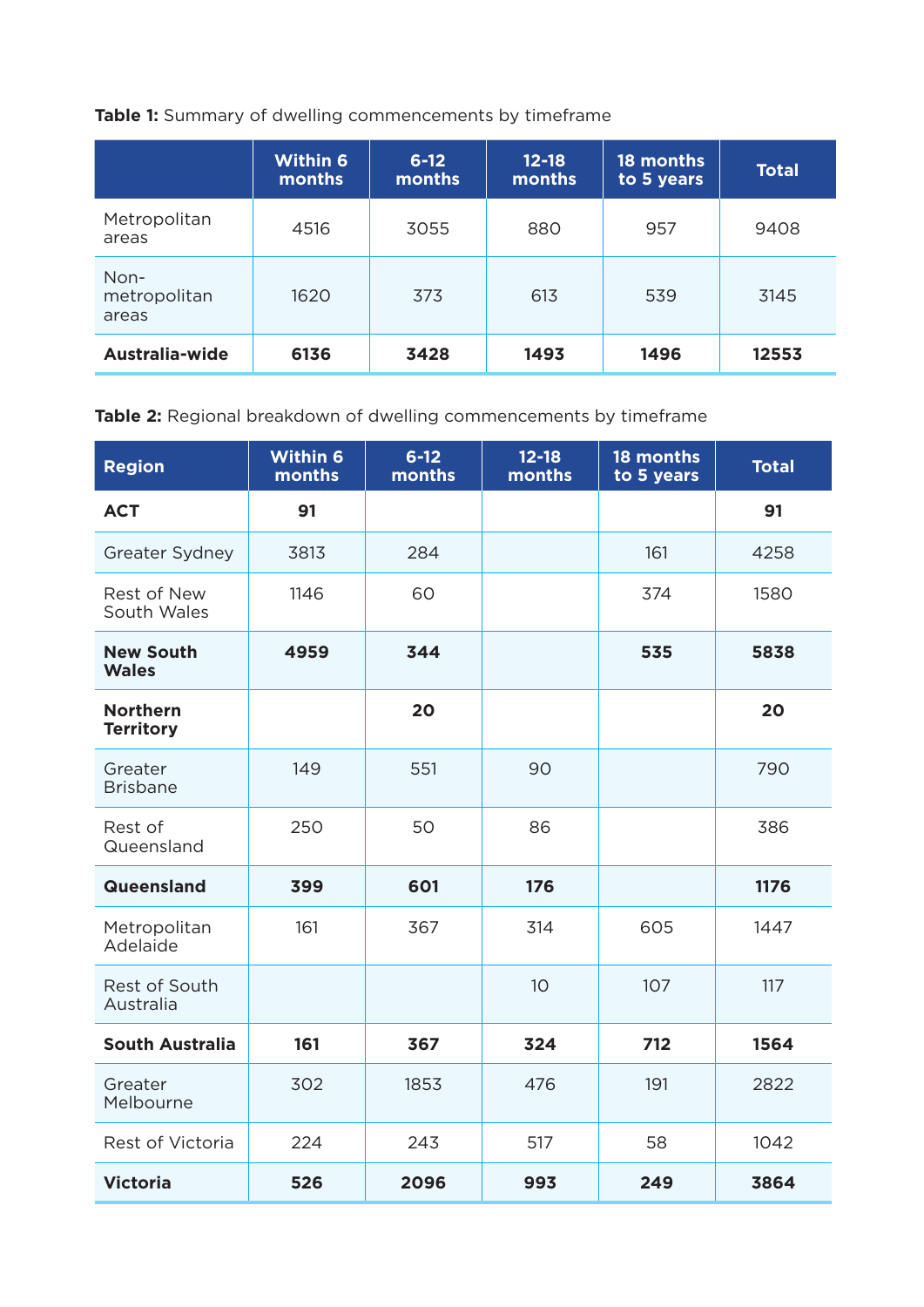**Table 1:** Summary of dwelling commencements by timeframe

| | Within 6 months | 6-12 months | 12-18 months | 18 months to 5 years | Total |
|---|---|---|---|---|---|
| Metropolitan areas | 4516 | 3055 | 880 | 957 | 9408 |
| Non-metropolitan areas | 1620 | 373 | 613 | 539 | 3145 |
| **Australia-wide** | **6136** | **3428** | **1493** | **1496** | **12553** |

**Table 2:** Regional breakdown of dwelling commencements by timeframe

| Region | Within 6 months | 6-12 months | 12-18 months | 18 months to 5 years | Total |
|---|---|---|---|---|---|
| **ACT** | **91** | | | | **91** |
| Greater Sydney | 3813 | 284 | | 161 | 4258 |
| Rest of New South Wales | 1146 | 60 | | 374 | 1580 |
| **New South Wales** | **4959** | **344** | | **535** | **5838** |
| **Northern Territory** | | **20** | | | **20** |
| Greater Brisbane | 149 | 551 | 90 | | 790 |
| Rest of Queensland | 250 | 50 | 86 | | 386 |
| **Queensland** | **399** | **601** | **176** | | **1176** |
| Metropolitan Adelaide | 161 | 367 | 314 | 605 | 1447 |
| Rest of South Australia | | | 10 | 107 | 117 |
| **South Australia** | **161** | **367** | **324** | **712** | **1564** |
| Greater Melbourne | 302 | 1853 | 476 | 191 | 2822 |
| Rest of Victoria | 224 | 243 | 517 | 58 | 1042 |
| **Victoria** | **526** | **2096** | **993** | **249** | **3864** |